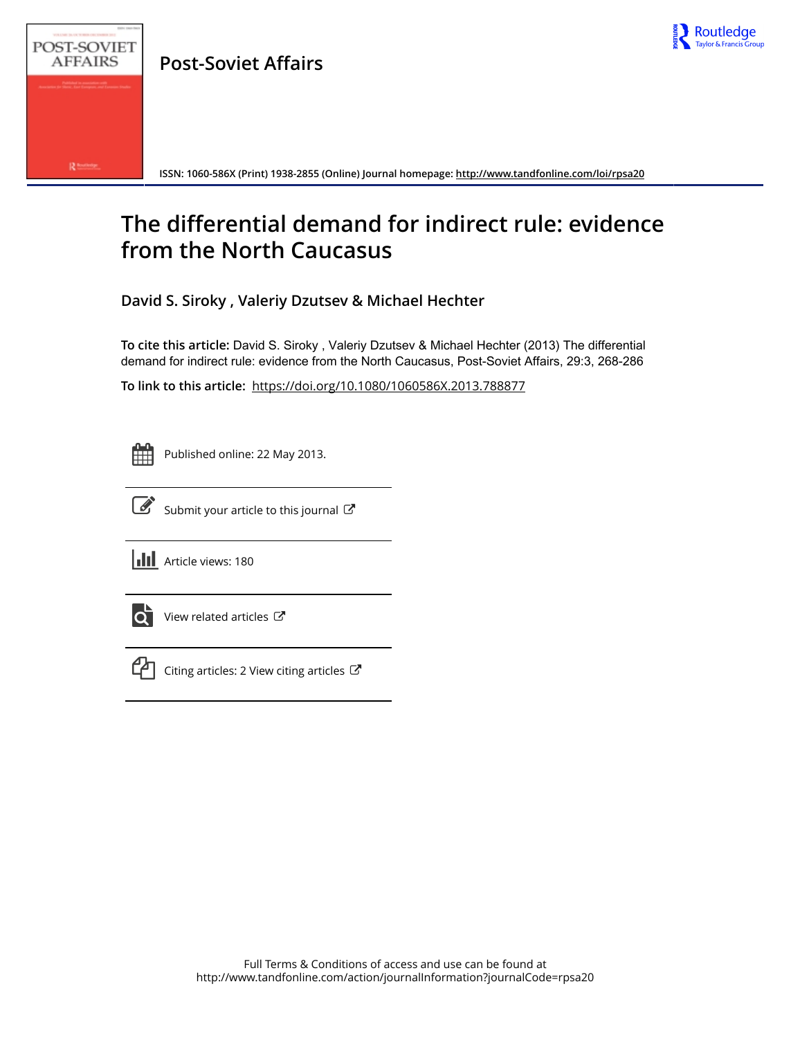**Post-Soviet Affairs**

ISSN: 1060-586X (Print) 1938-2855 (Online) Journal homepage: http://www.tandfonline.com/loi/rpsa20

# The differential demand for indirect rule: evidence from the North Caucasus

**David S. Siroky , Valeriy Dzutsev & Michael Hechter**

**To cite this article:** David S. Siroky , Valeriy Dzutsev & Michael Hechter (2013) The differential demand for indirect rule: evidence from the North Caucasus, Post-Soviet Affairs, 29:3, 268-286

**To link to this article:** https://doi.org/10.1080/1060586X.2013.788877

Published online: 22 May 2013.

Submit your article to this journal

Article views: 180

View related articles

Citing articles: 2 View citing articles

Full Terms & Conditions of access and use can be found at http://www.tandfonline.com/action/journalInformation?journalCode=rpsa20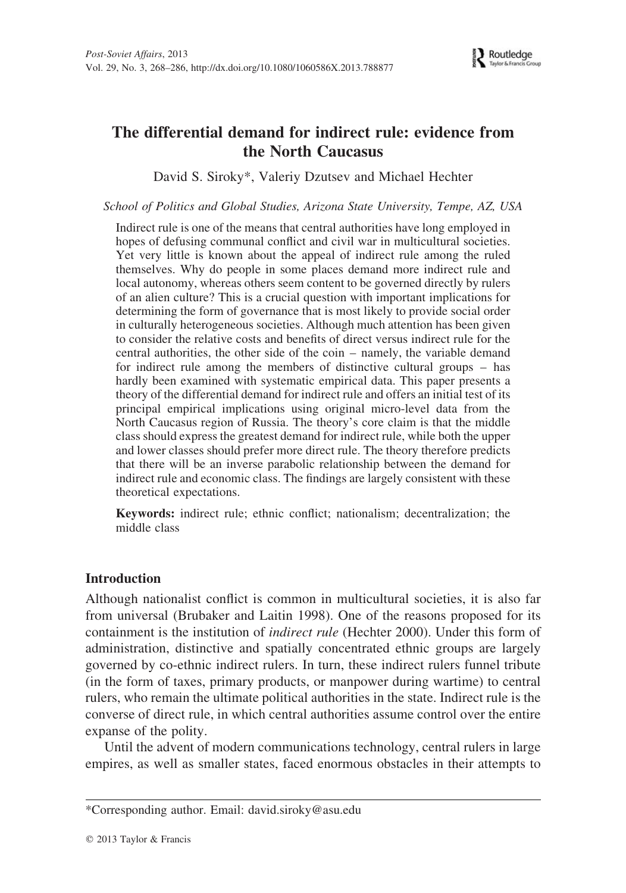# The differential demand for indirect rule: evidence from the North Caucasus

David S. Siroky*, Valeriy Dzutsev and Michael Hechter

*School of Politics and Global Studies, Arizona State University, Tempe, AZ, USA*

Indirect rule is one of the means that central authorities have long employed in hopes of defusing communal conflict and civil war in multicultural societies. Yet very little is known about the appeal of indirect rule among the ruled themselves. Why do people in some places demand more indirect rule and local autonomy, whereas others seem content to be governed directly by rulers of an alien culture? This is a crucial question with important implications for determining the form of governance that is most likely to provide social order in culturally heterogeneous societies. Although much attention has been given to consider the relative costs and benefits of direct versus indirect rule for the central authorities, the other side of the coin – namely, the variable demand for indirect rule among the members of distinctive cultural groups – has hardly been examined with systematic empirical data. This paper presents a theory of the differential demand for indirect rule and offers an initial test of its principal empirical implications using original micro-level data from the North Caucasus region of Russia. The theory's core claim is that the middle class should express the greatest demand for indirect rule, while both the upper and lower classes should prefer more direct rule. The theory therefore predicts that there will be an inverse parabolic relationship between the demand for indirect rule and economic class. The findings are largely consistent with these theoretical expectations.

**Keywords:** indirect rule; ethnic conflict; nationalism; decentralization; the middle class

## Introduction

Although nationalist conflict is common in multicultural societies, it is also far from universal (Brubaker and Laitin 1998). One of the reasons proposed for its containment is the institution of *indirect rule* (Hechter 2000). Under this form of administration, distinctive and spatially concentrated ethnic groups are largely governed by co-ethnic indirect rulers. In turn, these indirect rulers funnel tribute (in the form of taxes, primary products, or manpower during wartime) to central rulers, who remain the ultimate political authorities in the state. Indirect rule is the converse of direct rule, in which central authorities assume control over the entire expanse of the polity.

Until the advent of modern communications technology, central rulers in large empires, as well as smaller states, faced enormous obstacles in their attempts to

---

*Corresponding author. Email: david.siroky@asu.edu

© 2013 Taylor & Francis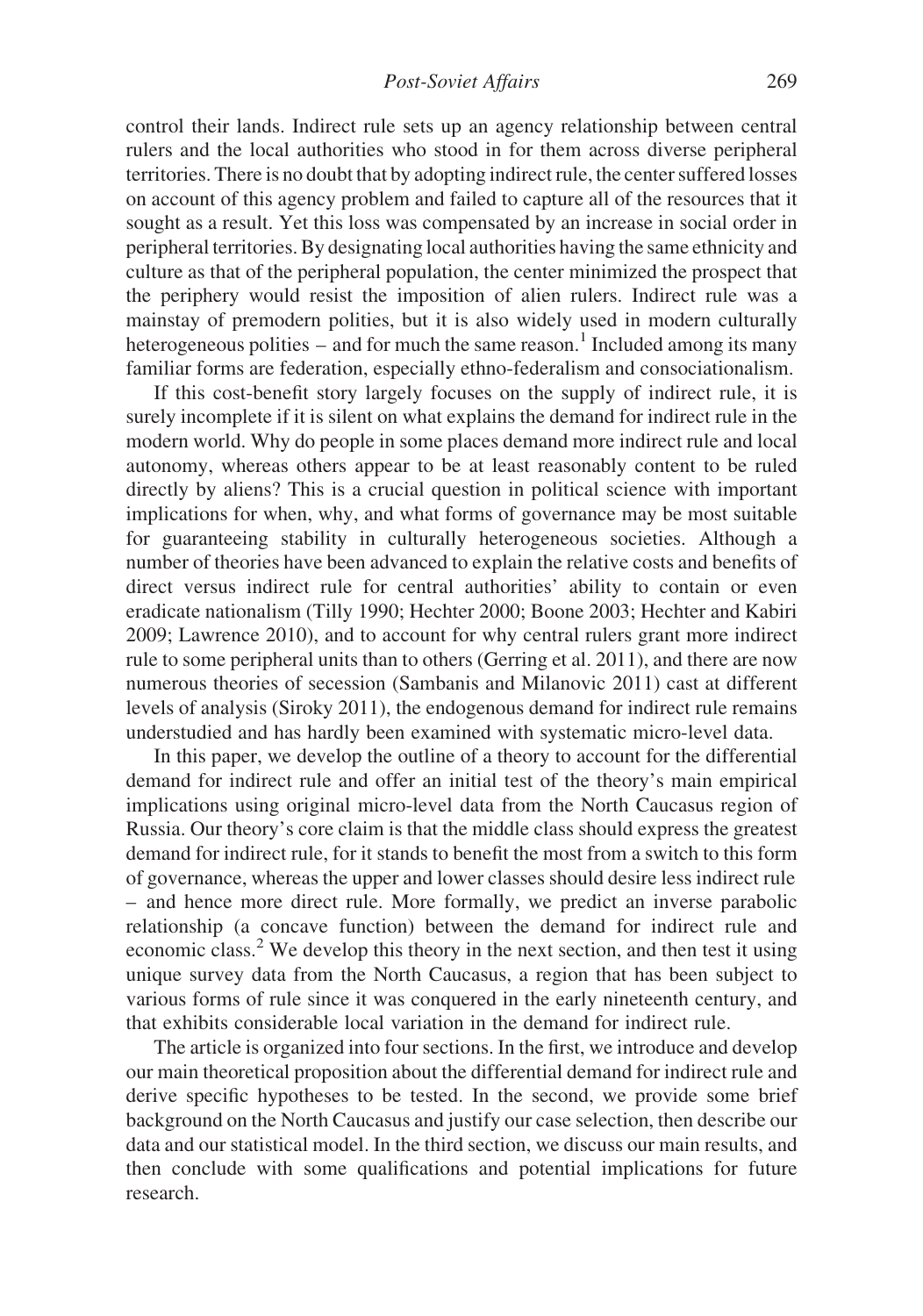control their lands. Indirect rule sets up an agency relationship between central rulers and the local authorities who stood in for them across diverse peripheral territories. There is no doubt that by adopting indirect rule, the center suffered losses on account of this agency problem and failed to capture all of the resources that it sought as a result. Yet this loss was compensated by an increase in social order in peripheral territories. By designating local authorities having the same ethnicity and culture as that of the peripheral population, the center minimized the prospect that the periphery would resist the imposition of alien rulers. Indirect rule was a mainstay of premodern polities, but it is also widely used in modern culturally heterogeneous polities – and for much the same reason.[1] Included among its many familiar forms are federation, especially ethno-federalism and consociationalism.

If this cost-benefit story largely focuses on the supply of indirect rule, it is surely incomplete if it is silent on what explains the demand for indirect rule in the modern world. Why do people in some places demand more indirect rule and local autonomy, whereas others appear to be at least reasonably content to be ruled directly by aliens? This is a crucial question in political science with important implications for when, why, and what forms of governance may be most suitable for guaranteeing stability in culturally heterogeneous societies. Although a number of theories have been advanced to explain the relative costs and benefits of direct versus indirect rule for central authorities' ability to contain or even eradicate nationalism (Tilly 1990; Hechter 2000; Boone 2003; Hechter and Kabiri 2009; Lawrence 2010), and to account for why central rulers grant more indirect rule to some peripheral units than to others (Gerring et al. 2011), and there are now numerous theories of secession (Sambanis and Milanovic 2011) cast at different levels of analysis (Siroky 2011), the endogenous demand for indirect rule remains understudied and has hardly been examined with systematic micro-level data.

In this paper, we develop the outline of a theory to account for the differential demand for indirect rule and offer an initial test of the theory's main empirical implications using original micro-level data from the North Caucasus region of Russia. Our theory's core claim is that the middle class should express the greatest demand for indirect rule, for it stands to benefit the most from a switch to this form of governance, whereas the upper and lower classes should desire less indirect rule – and hence more direct rule. More formally, we predict an inverse parabolic relationship (a concave function) between the demand for indirect rule and economic class.[2] We develop this theory in the next section, and then test it using unique survey data from the North Caucasus, a region that has been subject to various forms of rule since it was conquered in the early nineteenth century, and that exhibits considerable local variation in the demand for indirect rule.

The article is organized into four sections. In the first, we introduce and develop our main theoretical proposition about the differential demand for indirect rule and derive specific hypotheses to be tested. In the second, we provide some brief background on the North Caucasus and justify our case selection, then describe our data and our statistical model. In the third section, we discuss our main results, and then conclude with some qualifications and potential implications for future research.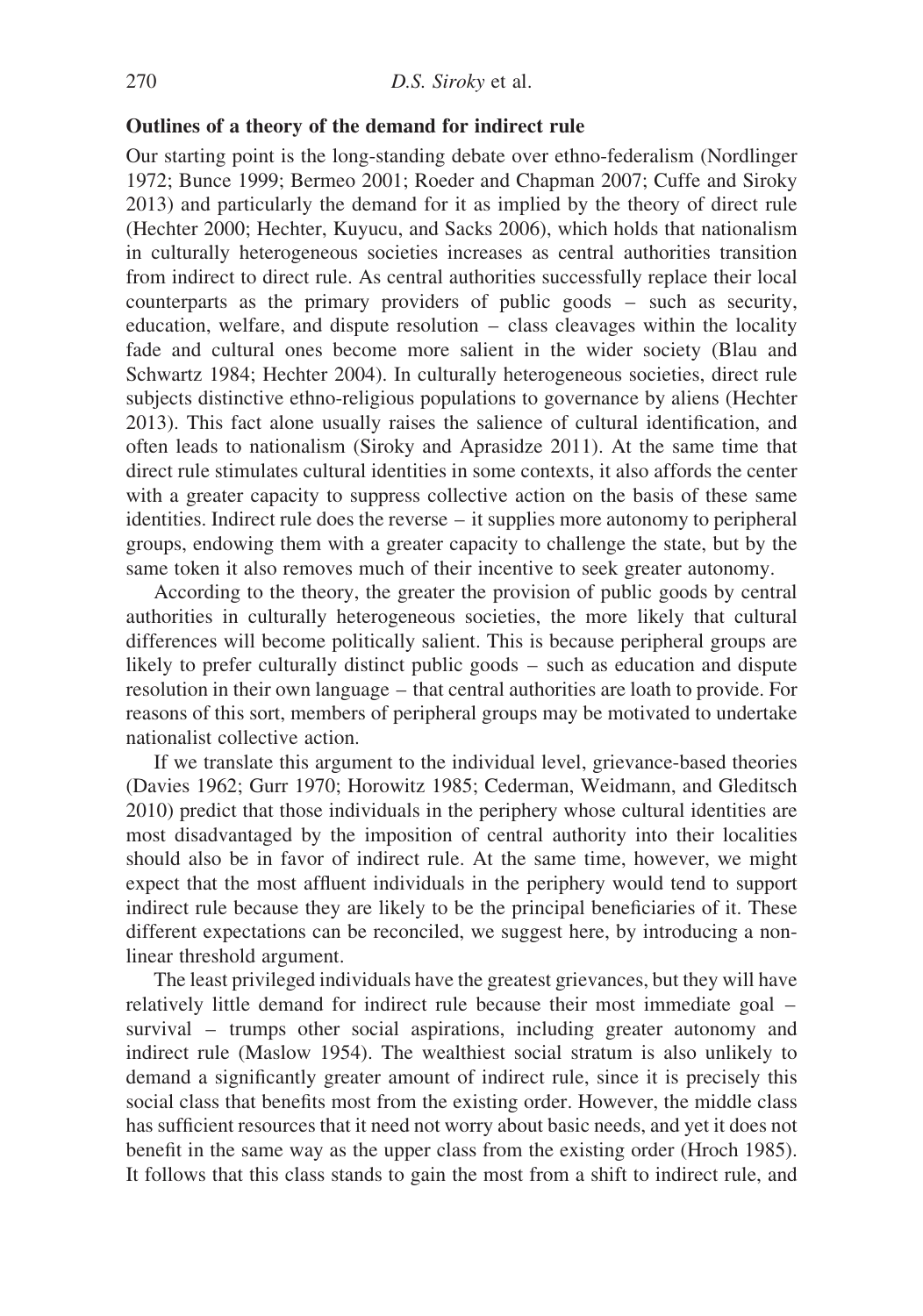### Outlines of a theory of the demand for indirect rule

Our starting point is the long-standing debate over ethno-federalism (Nordlinger 1972; Bunce 1999; Bermeo 2001; Roeder and Chapman 2007; Cuffe and Siroky 2013) and particularly the demand for it as implied by the theory of direct rule (Hechter 2000; Hechter, Kuyucu, and Sacks 2006), which holds that nationalism in culturally heterogeneous societies increases as central authorities transition from indirect to direct rule. As central authorities successfully replace their local counterparts as the primary providers of public goods – such as security, education, welfare, and dispute resolution – class cleavages within the locality fade and cultural ones become more salient in the wider society (Blau and Schwartz 1984; Hechter 2004). In culturally heterogeneous societies, direct rule subjects distinctive ethno-religious populations to governance by aliens (Hechter 2013). This fact alone usually raises the salience of cultural identification, and often leads to nationalism (Siroky and Aprasidze 2011). At the same time that direct rule stimulates cultural identities in some contexts, it also affords the center with a greater capacity to suppress collective action on the basis of these same identities. Indirect rule does the reverse – it supplies more autonomy to peripheral groups, endowing them with a greater capacity to challenge the state, but by the same token it also removes much of their incentive to seek greater autonomy.

According to the theory, the greater the provision of public goods by central authorities in culturally heterogeneous societies, the more likely that cultural differences will become politically salient. This is because peripheral groups are likely to prefer culturally distinct public goods – such as education and dispute resolution in their own language – that central authorities are loath to provide. For reasons of this sort, members of peripheral groups may be motivated to undertake nationalist collective action.

If we translate this argument to the individual level, grievance-based theories (Davies 1962; Gurr 1970; Horowitz 1985; Cederman, Weidmann, and Gleditsch 2010) predict that those individuals in the periphery whose cultural identities are most disadvantaged by the imposition of central authority into their localities should also be in favor of indirect rule. At the same time, however, we might expect that the most affluent individuals in the periphery would tend to support indirect rule because they are likely to be the principal beneficiaries of it. These different expectations can be reconciled, we suggest here, by introducing a non-linear threshold argument.

The least privileged individuals have the greatest grievances, but they will have relatively little demand for indirect rule because their most immediate goal – survival – trumps other social aspirations, including greater autonomy and indirect rule (Maslow 1954). The wealthiest social stratum is also unlikely to demand a significantly greater amount of indirect rule, since it is precisely this social class that benefits most from the existing order. However, the middle class has sufficient resources that it need not worry about basic needs, and yet it does not benefit in the same way as the upper class from the existing order (Hroch 1985). It follows that this class stands to gain the most from a shift to indirect rule, and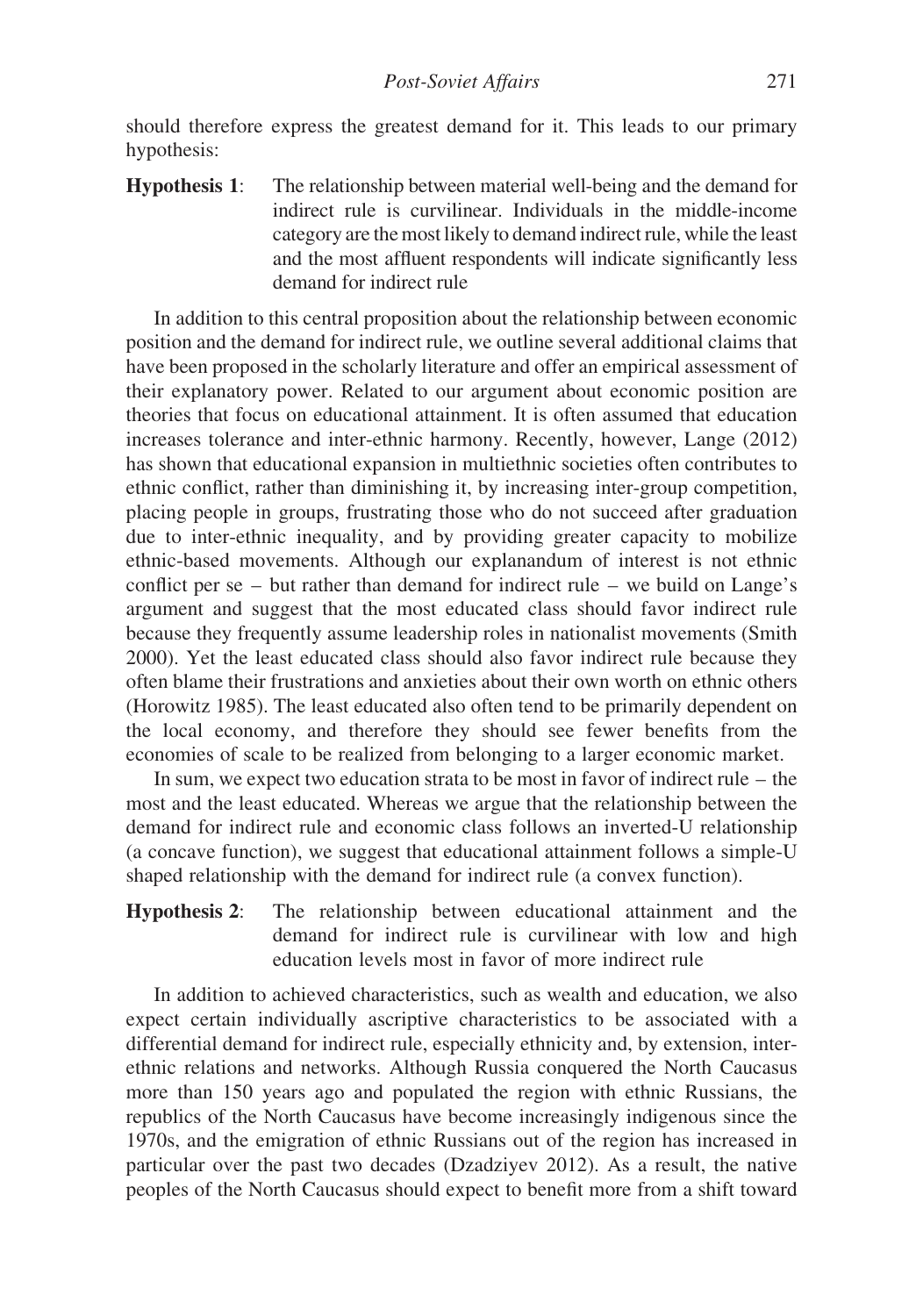should therefore express the greatest demand for it. This leads to our primary hypothesis:

**Hypothesis 1**: The relationship between material well-being and the demand for indirect rule is curvilinear. Individuals in the middle-income category are the most likely to demand indirect rule, while the least and the most affluent respondents will indicate significantly less demand for indirect rule

In addition to this central proposition about the relationship between economic position and the demand for indirect rule, we outline several additional claims that have been proposed in the scholarly literature and offer an empirical assessment of their explanatory power. Related to our argument about economic position are theories that focus on educational attainment. It is often assumed that education increases tolerance and inter-ethnic harmony. Recently, however, Lange (2012) has shown that educational expansion in multiethnic societies often contributes to ethnic conflict, rather than diminishing it, by increasing inter-group competition, placing people in groups, frustrating those who do not succeed after graduation due to inter-ethnic inequality, and by providing greater capacity to mobilize ethnic-based movements. Although our explanandum of interest is not ethnic conflict per se – but rather than demand for indirect rule – we build on Lange's argument and suggest that the most educated class should favor indirect rule because they frequently assume leadership roles in nationalist movements (Smith 2000). Yet the least educated class should also favor indirect rule because they often blame their frustrations and anxieties about their own worth on ethnic others (Horowitz 1985). The least educated also often tend to be primarily dependent on the local economy, and therefore they should see fewer benefits from the economies of scale to be realized from belonging to a larger economic market.

In sum, we expect two education strata to be most in favor of indirect rule – the most and the least educated. Whereas we argue that the relationship between the demand for indirect rule and economic class follows an inverted-U relationship (a concave function), we suggest that educational attainment follows a simple-U shaped relationship with the demand for indirect rule (a convex function).

**Hypothesis 2**: The relationship between educational attainment and the demand for indirect rule is curvilinear with low and high education levels most in favor of more indirect rule

In addition to achieved characteristics, such as wealth and education, we also expect certain individually ascriptive characteristics to be associated with a differential demand for indirect rule, especially ethnicity and, by extension, inter-ethnic relations and networks. Although Russia conquered the North Caucasus more than 150 years ago and populated the region with ethnic Russians, the republics of the North Caucasus have become increasingly indigenous since the 1970s, and the emigration of ethnic Russians out of the region has increased in particular over the past two decades (Dzadziyev 2012). As a result, the native peoples of the North Caucasus should expect to benefit more from a shift toward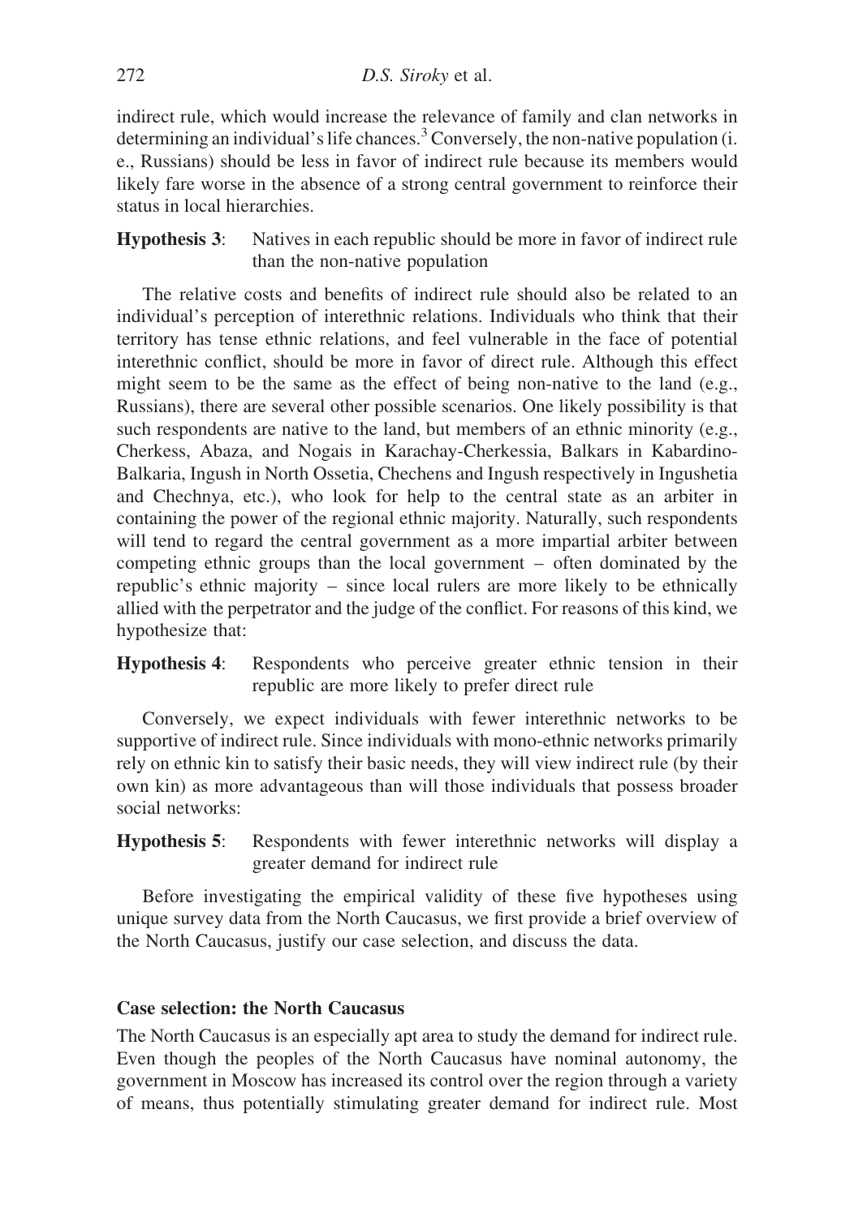indirect rule, which would increase the relevance of family and clan networks in determining an individual's life chances.[3] Conversely, the non-native population (i.e., Russians) should be less in favor of indirect rule because its members would likely fare worse in the absence of a strong central government to reinforce their status in local hierarchies.

**Hypothesis 3**: Natives in each republic should be more in favor of indirect rule than the non-native population

The relative costs and benefits of indirect rule should also be related to an individual's perception of interethnic relations. Individuals who think that their territory has tense ethnic relations, and feel vulnerable in the face of potential interethnic conflict, should be more in favor of direct rule. Although this effect might seem to be the same as the effect of being non-native to the land (e.g., Russians), there are several other possible scenarios. One likely possibility is that such respondents are native to the land, but members of an ethnic minority (e.g., Cherkess, Abaza, and Nogais in Karachay-Cherkessia, Balkars in Kabardino-Balkaria, Ingush in North Ossetia, Chechens and Ingush respectively in Ingushetia and Chechnya, etc.), who look for help to the central state as an arbiter in containing the power of the regional ethnic majority. Naturally, such respondents will tend to regard the central government as a more impartial arbiter between competing ethnic groups than the local government – often dominated by the republic's ethnic majority – since local rulers are more likely to be ethnically allied with the perpetrator and the judge of the conflict. For reasons of this kind, we hypothesize that:

**Hypothesis 4**: Respondents who perceive greater ethnic tension in their republic are more likely to prefer direct rule

Conversely, we expect individuals with fewer interethnic networks to be supportive of indirect rule. Since individuals with mono-ethnic networks primarily rely on ethnic kin to satisfy their basic needs, they will view indirect rule (by their own kin) as more advantageous than will those individuals that possess broader social networks:

**Hypothesis 5**: Respondents with fewer interethnic networks will display a greater demand for indirect rule

Before investigating the empirical validity of these five hypotheses using unique survey data from the North Caucasus, we first provide a brief overview of the North Caucasus, justify our case selection, and discuss the data.

## Case selection: the North Caucasus

The North Caucasus is an especially apt area to study the demand for indirect rule. Even though the peoples of the North Caucasus have nominal autonomy, the government in Moscow has increased its control over the region through a variety of means, thus potentially stimulating greater demand for indirect rule. Most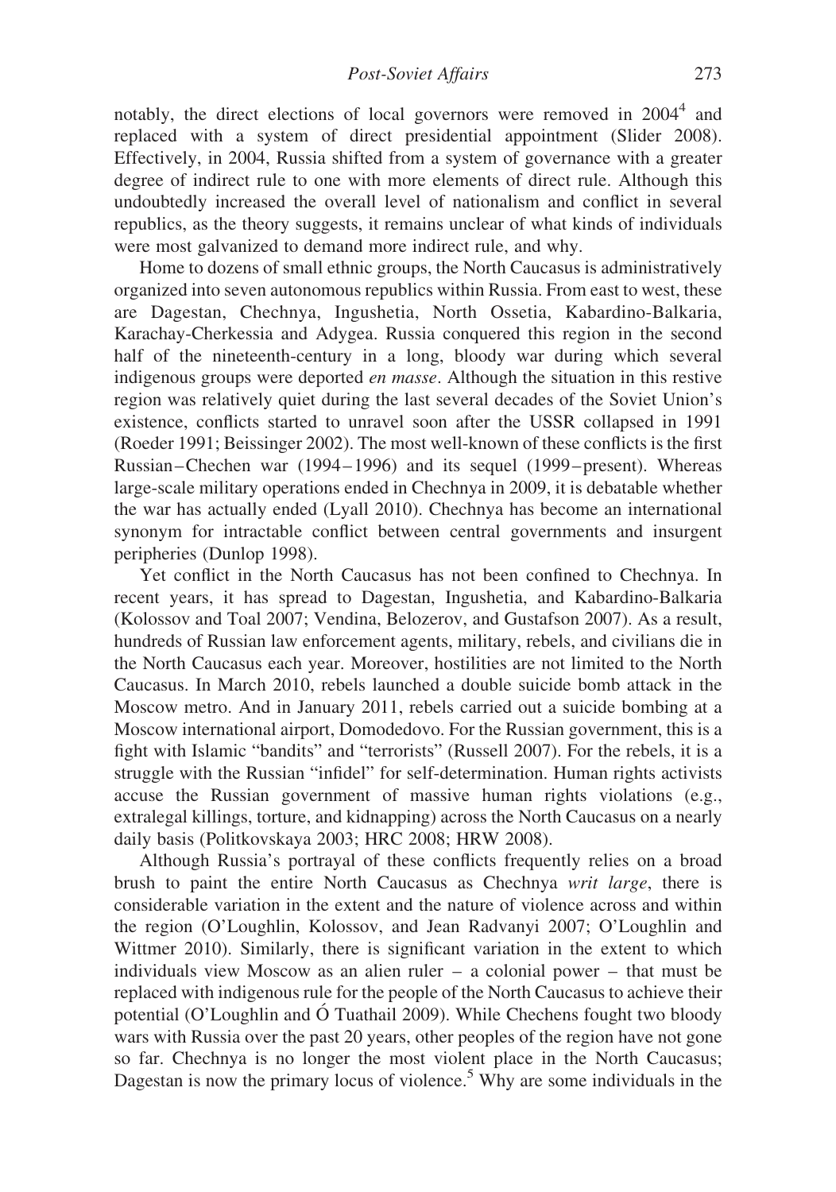notably, the direct elections of local governors were removed in 2004[4] and replaced with a system of direct presidential appointment (Slider 2008). Effectively, in 2004, Russia shifted from a system of governance with a greater degree of indirect rule to one with more elements of direct rule. Although this undoubtedly increased the overall level of nationalism and conflict in several republics, as the theory suggests, it remains unclear of what kinds of individuals were most galvanized to demand more indirect rule, and why.

Home to dozens of small ethnic groups, the North Caucasus is administratively organized into seven autonomous republics within Russia. From east to west, these are Dagestan, Chechnya, Ingushetia, North Ossetia, Kabardino-Balkaria, Karachay-Cherkessia and Adygea. Russia conquered this region in the second half of the nineteenth-century in a long, bloody war during which several indigenous groups were deported *en masse*. Although the situation in this restive region was relatively quiet during the last several decades of the Soviet Union's existence, conflicts started to unravel soon after the USSR collapsed in 1991 (Roeder 1991; Beissinger 2002). The most well-known of these conflicts is the first Russian–Chechen war (1994–1996) and its sequel (1999–present). Whereas large-scale military operations ended in Chechnya in 2009, it is debatable whether the war has actually ended (Lyall 2010). Chechnya has become an international synonym for intractable conflict between central governments and insurgent peripheries (Dunlop 1998).

Yet conflict in the North Caucasus has not been confined to Chechnya. In recent years, it has spread to Dagestan, Ingushetia, and Kabardino-Balkaria (Kolossov and Toal 2007; Vendina, Belozerov, and Gustafson 2007). As a result, hundreds of Russian law enforcement agents, military, rebels, and civilians die in the North Caucasus each year. Moreover, hostilities are not limited to the North Caucasus. In March 2010, rebels launched a double suicide bomb attack in the Moscow metro. And in January 2011, rebels carried out a suicide bombing at a Moscow international airport, Domodedovo. For the Russian government, this is a fight with Islamic "bandits" and "terrorists" (Russell 2007). For the rebels, it is a struggle with the Russian "infidel" for self-determination. Human rights activists accuse the Russian government of massive human rights violations (e.g., extralegal killings, torture, and kidnapping) across the North Caucasus on a nearly daily basis (Politkovskaya 2003; HRC 2008; HRW 2008).

Although Russia's portrayal of these conflicts frequently relies on a broad brush to paint the entire North Caucasus as Chechnya *writ large*, there is considerable variation in the extent and the nature of violence across and within the region (O'Loughlin, Kolossov, and Jean Radvanyi 2007; O'Loughlin and Wittmer 2010). Similarly, there is significant variation in the extent to which individuals view Moscow as an alien ruler – a colonial power – that must be replaced with indigenous rule for the people of the North Caucasus to achieve their potential (O'Loughlin and Ó Tuathail 2009). While Chechens fought two bloody wars with Russia over the past 20 years, other peoples of the region have not gone so far. Chechnya is no longer the most violent place in the North Caucasus; Dagestan is now the primary locus of violence.[5] Why are some individuals in the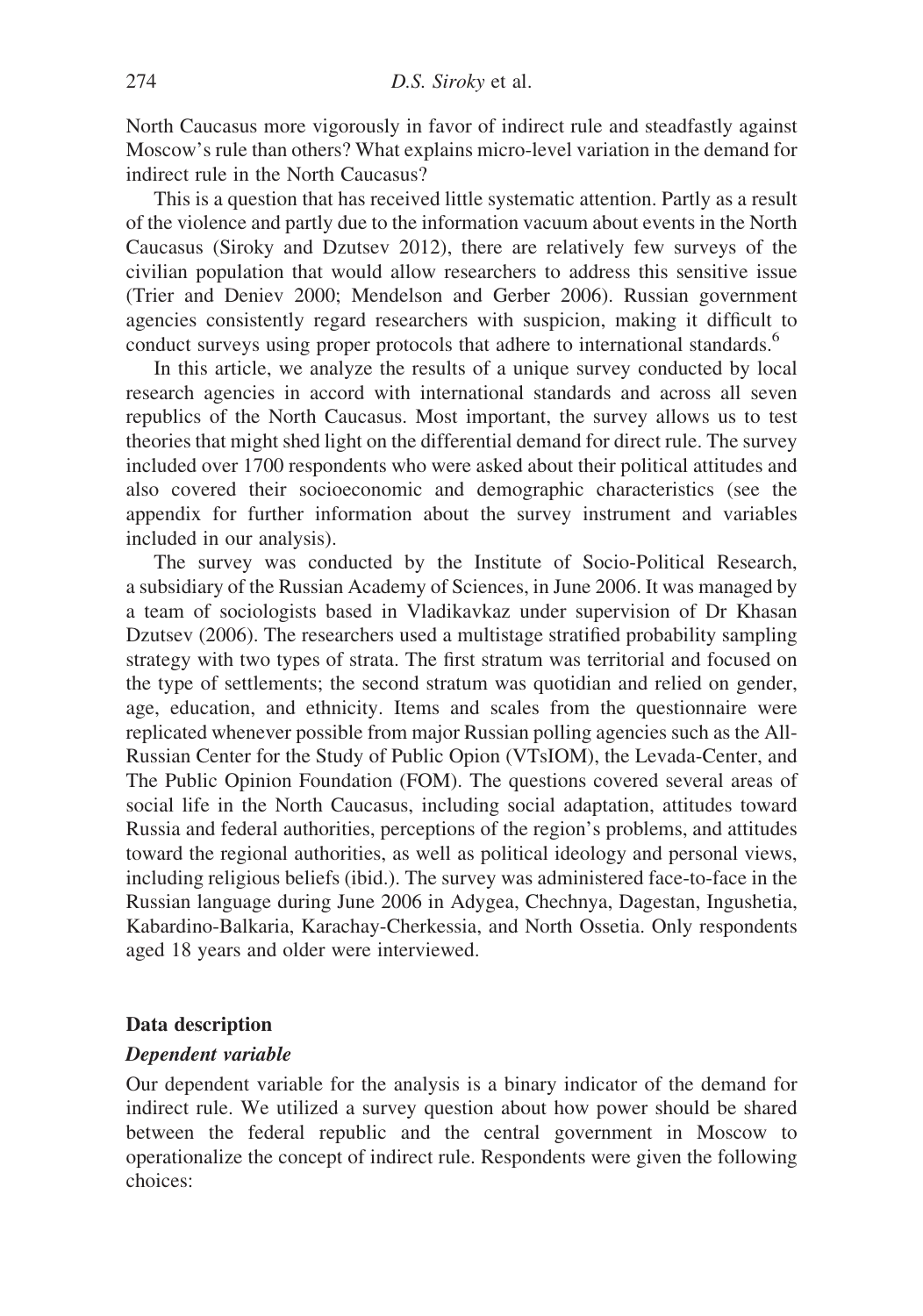North Caucasus more vigorously in favor of indirect rule and steadfastly against Moscow's rule than others? What explains micro-level variation in the demand for indirect rule in the North Caucasus?

This is a question that has received little systematic attention. Partly as a result of the violence and partly due to the information vacuum about events in the North Caucasus (Siroky and Dzutsev 2012), there are relatively few surveys of the civilian population that would allow researchers to address this sensitive issue (Trier and Deniev 2000; Mendelson and Gerber 2006). Russian government agencies consistently regard researchers with suspicion, making it difficult to conduct surveys using proper protocols that adhere to international standards.[6]

In this article, we analyze the results of a unique survey conducted by local research agencies in accord with international standards and across all seven republics of the North Caucasus. Most important, the survey allows us to test theories that might shed light on the differential demand for direct rule. The survey included over 1700 respondents who were asked about their political attitudes and also covered their socioeconomic and demographic characteristics (see the appendix for further information about the survey instrument and variables included in our analysis).

The survey was conducted by the Institute of Socio-Political Research, a subsidiary of the Russian Academy of Sciences, in June 2006. It was managed by a team of sociologists based in Vladikavkaz under supervision of Dr Khasan Dzutsev (2006). The researchers used a multistage stratified probability sampling strategy with two types of strata. The first stratum was territorial and focused on the type of settlements; the second stratum was quotidian and relied on gender, age, education, and ethnicity. Items and scales from the questionnaire were replicated whenever possible from major Russian polling agencies such as the All-Russian Center for the Study of Public Opion (VTsIOM), the Levada-Center, and The Public Opinion Foundation (FOM). The questions covered several areas of social life in the North Caucasus, including social adaptation, attitudes toward Russia and federal authorities, perceptions of the region's problems, and attitudes toward the regional authorities, as well as political ideology and personal views, including religious beliefs (ibid.). The survey was administered face-to-face in the Russian language during June 2006 in Adygea, Chechnya, Dagestan, Ingushetia, Kabardino-Balkaria, Karachay-Cherkessia, and North Ossetia. Only respondents aged 18 years and older were interviewed.

## Data description

### *Dependent variable*

Our dependent variable for the analysis is a binary indicator of the demand for indirect rule. We utilized a survey question about how power should be shared between the federal republic and the central government in Moscow to operationalize the concept of indirect rule. Respondents were given the following choices: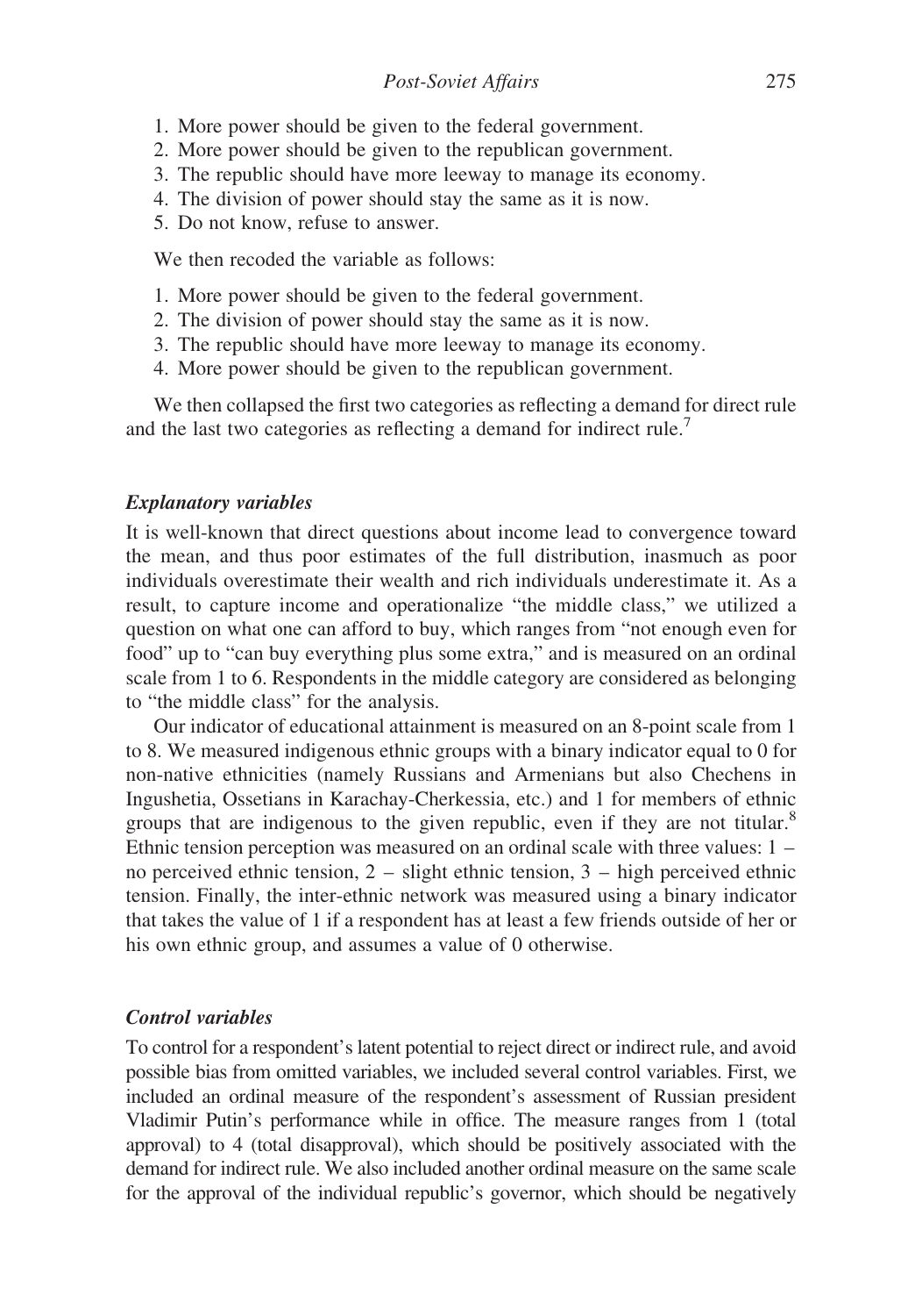1. More power should be given to the federal government.
2. More power should be given to the republican government.
3. The republic should have more leeway to manage its economy.
4. The division of power should stay the same as it is now.
5. Do not know, refuse to answer.

We then recoded the variable as follows:

1. More power should be given to the federal government.
2. The division of power should stay the same as it is now.
3. The republic should have more leeway to manage its economy.
4. More power should be given to the republican government.

We then collapsed the first two categories as reflecting a demand for direct rule and the last two categories as reflecting a demand for indirect rule.[7]

### *Explanatory variables*

It is well-known that direct questions about income lead to convergence toward the mean, and thus poor estimates of the full distribution, inasmuch as poor individuals overestimate their wealth and rich individuals underestimate it. As a result, to capture income and operationalize "the middle class," we utilized a question on what one can afford to buy, which ranges from "not enough even for food" up to "can buy everything plus some extra," and is measured on an ordinal scale from 1 to 6. Respondents in the middle category are considered as belonging to "the middle class" for the analysis.

Our indicator of educational attainment is measured on an 8-point scale from 1 to 8. We measured indigenous ethnic groups with a binary indicator equal to 0 for non-native ethnicities (namely Russians and Armenians but also Chechens in Ingushetia, Ossetians in Karachay-Cherkessia, etc.) and 1 for members of ethnic groups that are indigenous to the given republic, even if they are not titular.[8] Ethnic tension perception was measured on an ordinal scale with three values: 1 – no perceived ethnic tension, 2 – slight ethnic tension, 3 – high perceived ethnic tension. Finally, the inter-ethnic network was measured using a binary indicator that takes the value of 1 if a respondent has at least a few friends outside of her or his own ethnic group, and assumes a value of 0 otherwise.

### *Control variables*

To control for a respondent's latent potential to reject direct or indirect rule, and avoid possible bias from omitted variables, we included several control variables. First, we included an ordinal measure of the respondent's assessment of Russian president Vladimir Putin's performance while in office. The measure ranges from 1 (total approval) to 4 (total disapproval), which should be positively associated with the demand for indirect rule. We also included another ordinal measure on the same scale for the approval of the individual republic's governor, which should be negatively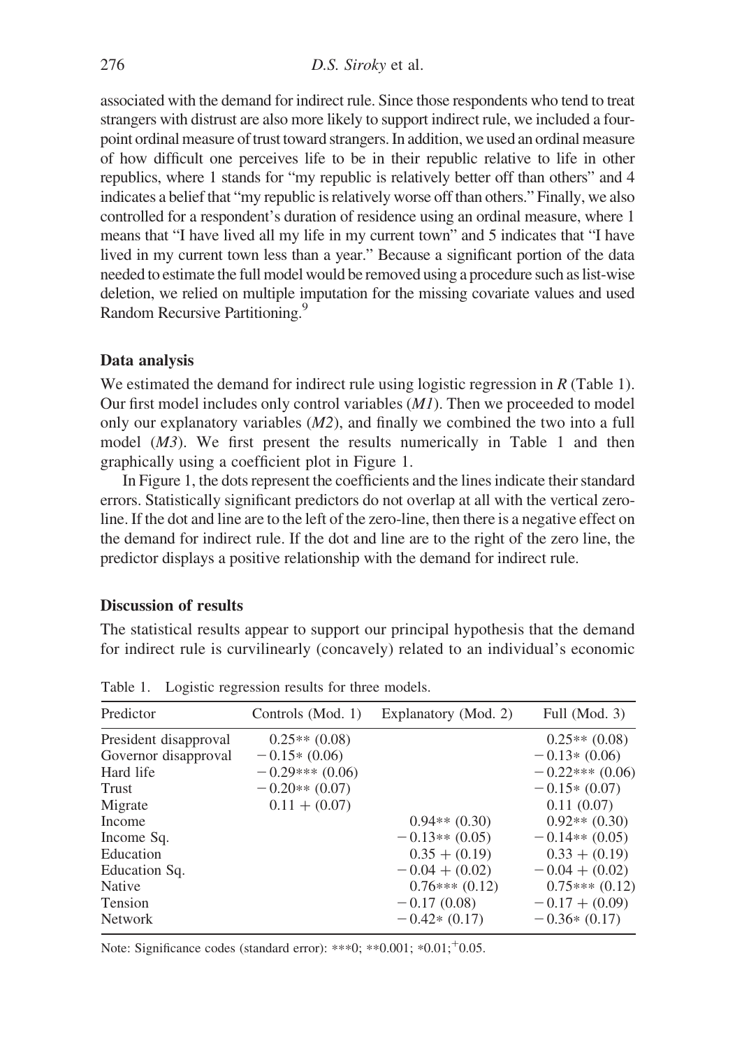associated with the demand for indirect rule. Since those respondents who tend to treat strangers with distrust are also more likely to support indirect rule, we included a four-point ordinal measure of trust toward strangers. In addition, we used an ordinal measure of how difficult one perceives life to be in their republic relative to life in other republics, where 1 stands for "my republic is relatively better off than others" and 4 indicates a belief that "my republic is relatively worse off than others." Finally, we also controlled for a respondent's duration of residence using an ordinal measure, where 1 means that "I have lived all my life in my current town" and 5 indicates that "I have lived in my current town less than a year." Because a significant portion of the data needed to estimate the full model would be removed using a procedure such as list-wise deletion, we relied on multiple imputation for the missing covariate values and used Random Recursive Partitioning.[9]

### Data analysis

We estimated the demand for indirect rule using logistic regression in *R* (Table 1). Our first model includes only control variables (*M1*). Then we proceeded to model only our explanatory variables (*M2*), and finally we combined the two into a full model (*M3*). We first present the results numerically in Table 1 and then graphically using a coefficient plot in Figure 1.

In Figure 1, the dots represent the coefficients and the lines indicate their standard errors. Statistically significant predictors do not overlap at all with the vertical zero-line. If the dot and line are to the left of the zero-line, then there is a negative effect on the demand for indirect rule. If the dot and line are to the right of the zero line, the predictor displays a positive relationship with the demand for indirect rule.

### Discussion of results

The statistical results appear to support our principal hypothesis that the demand for indirect rule is curvilinearly (concavely) related to an individual's economic

Table 1. Logistic regression results for three models.

| Predictor | Controls (Mod. 1) | Explanatory (Mod. 2) | Full (Mod. 3) |
|---|---|---|---|
| President disapproval | 0.25** (0.08) | | 0.25** (0.08) |
| Governor disapproval | −0.15* (0.06) | | −0.13* (0.06) |
| Hard life | −0.29*** (0.06) | | −0.22*** (0.06) |
| Trust | −0.20** (0.07) | | −0.15* (0.07) |
| Migrate | 0.11 + (0.07) | | 0.11 (0.07) |
| Income | | 0.94** (0.30) | 0.92** (0.30) |
| Income Sq. | | −0.13** (0.05) | −0.14** (0.05) |
| Education | | 0.35 + (0.19) | 0.33 + (0.19) |
| Education Sq. | | −0.04 + (0.02) | −0.04 + (0.02) |
| Native | | 0.76*** (0.12) | 0.75*** (0.12) |
| Tension | | −0.17 (0.08) | −0.17 + (0.09) |
| Network | | −0.42* (0.17) | −0.36* (0.17) |

Note: Significance codes (standard error): ***0; **0.001; *0.01; +0.05.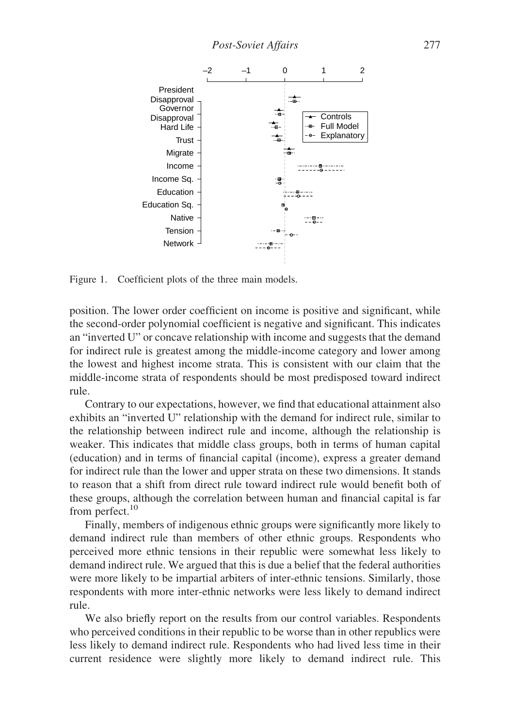Figure 1. Coefficient plots of the three main models.

position. The lower order coefficient on income is positive and significant, while the second-order polynomial coefficient is negative and significant. This indicates an "inverted U" or concave relationship with income and suggests that the demand for indirect rule is greatest among the middle-income category and lower among the lowest and highest income strata. This is consistent with our claim that the middle-income strata of respondents should be most predisposed toward indirect rule.

Contrary to our expectations, however, we find that educational attainment also exhibits an "inverted U" relationship with the demand for indirect rule, similar to the relationship between indirect rule and income, although the relationship is weaker. This indicates that middle class groups, both in terms of human capital (education) and in terms of financial capital (income), express a greater demand for indirect rule than the lower and upper strata on these two dimensions. It stands to reason that a shift from direct rule toward indirect rule would benefit both of these groups, although the correlation between human and financial capital is far from perfect.[10]

Finally, members of indigenous ethnic groups were significantly more likely to demand indirect rule than members of other ethnic groups. Respondents who perceived more ethnic tensions in their republic were somewhat less likely to demand indirect rule. We argued that this is due a belief that the federal authorities were more likely to be impartial arbiters of inter-ethnic tensions. Similarly, those respondents with more inter-ethnic networks were less likely to demand indirect rule.

We also briefly report on the results from our control variables. Respondents who perceived conditions in their republic to be worse than in other republics were less likely to demand indirect rule. Respondents who had lived less time in their current residence were slightly more likely to demand indirect rule. This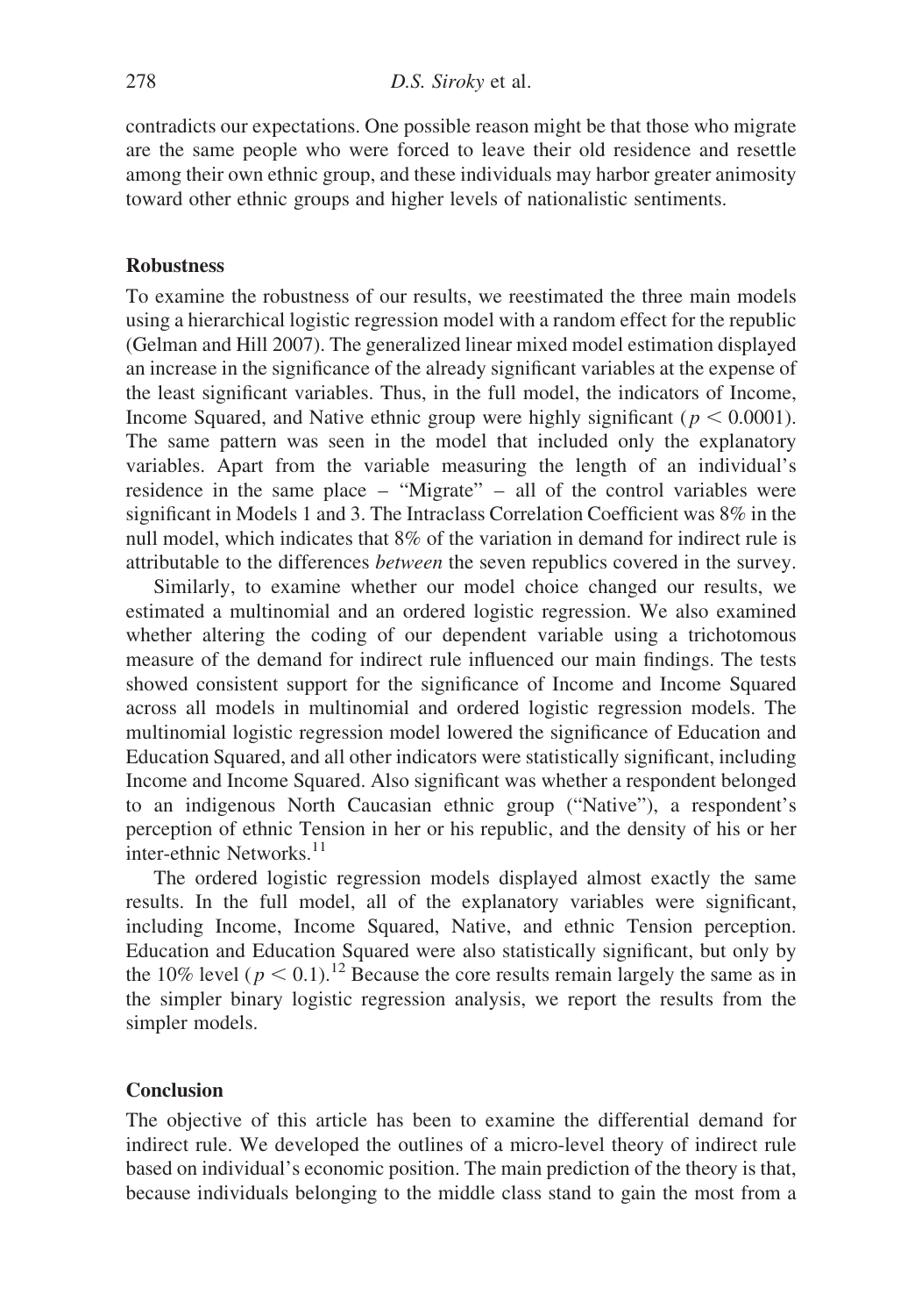contradicts our expectations. One possible reason might be that those who migrate are the same people who were forced to leave their old residence and resettle among their own ethnic group, and these individuals may harbor greater animosity toward other ethnic groups and higher levels of nationalistic sentiments.

## Robustness

To examine the robustness of our results, we reestimated the three main models using a hierarchical logistic regression model with a random effect for the republic (Gelman and Hill 2007). The generalized linear mixed model estimation displayed an increase in the significance of the already significant variables at the expense of the least significant variables. Thus, in the full model, the indicators of Income, Income Squared, and Native ethnic group were highly significant ($p < 0.0001$). The same pattern was seen in the model that included only the explanatory variables. Apart from the variable measuring the length of an individual's residence in the same place – "Migrate" – all of the control variables were significant in Models 1 and 3. The Intraclass Correlation Coefficient was 8% in the null model, which indicates that 8% of the variation in demand for indirect rule is attributable to the differences *between* the seven republics covered in the survey.

Similarly, to examine whether our model choice changed our results, we estimated a multinomial and an ordered logistic regression. We also examined whether altering the coding of our dependent variable using a trichotomous measure of the demand for indirect rule influenced our main findings. The tests showed consistent support for the significance of Income and Income Squared across all models in multinomial and ordered logistic regression models. The multinomial logistic regression model lowered the significance of Education and Education Squared, and all other indicators were statistically significant, including Income and Income Squared. Also significant was whether a respondent belonged to an indigenous North Caucasian ethnic group ("Native"), a respondent's perception of ethnic Tension in her or his republic, and the density of his or her inter-ethnic Networks.[11]

The ordered logistic regression models displayed almost exactly the same results. In the full model, all of the explanatory variables were significant, including Income, Income Squared, Native, and ethnic Tension perception. Education and Education Squared were also statistically significant, but only by the 10% level ($p < 0.1$).[12] Because the core results remain largely the same as in the simpler binary logistic regression analysis, we report the results from the simpler models.

## Conclusion

The objective of this article has been to examine the differential demand for indirect rule. We developed the outlines of a micro-level theory of indirect rule based on individual's economic position. The main prediction of the theory is that, because individuals belonging to the middle class stand to gain the most from a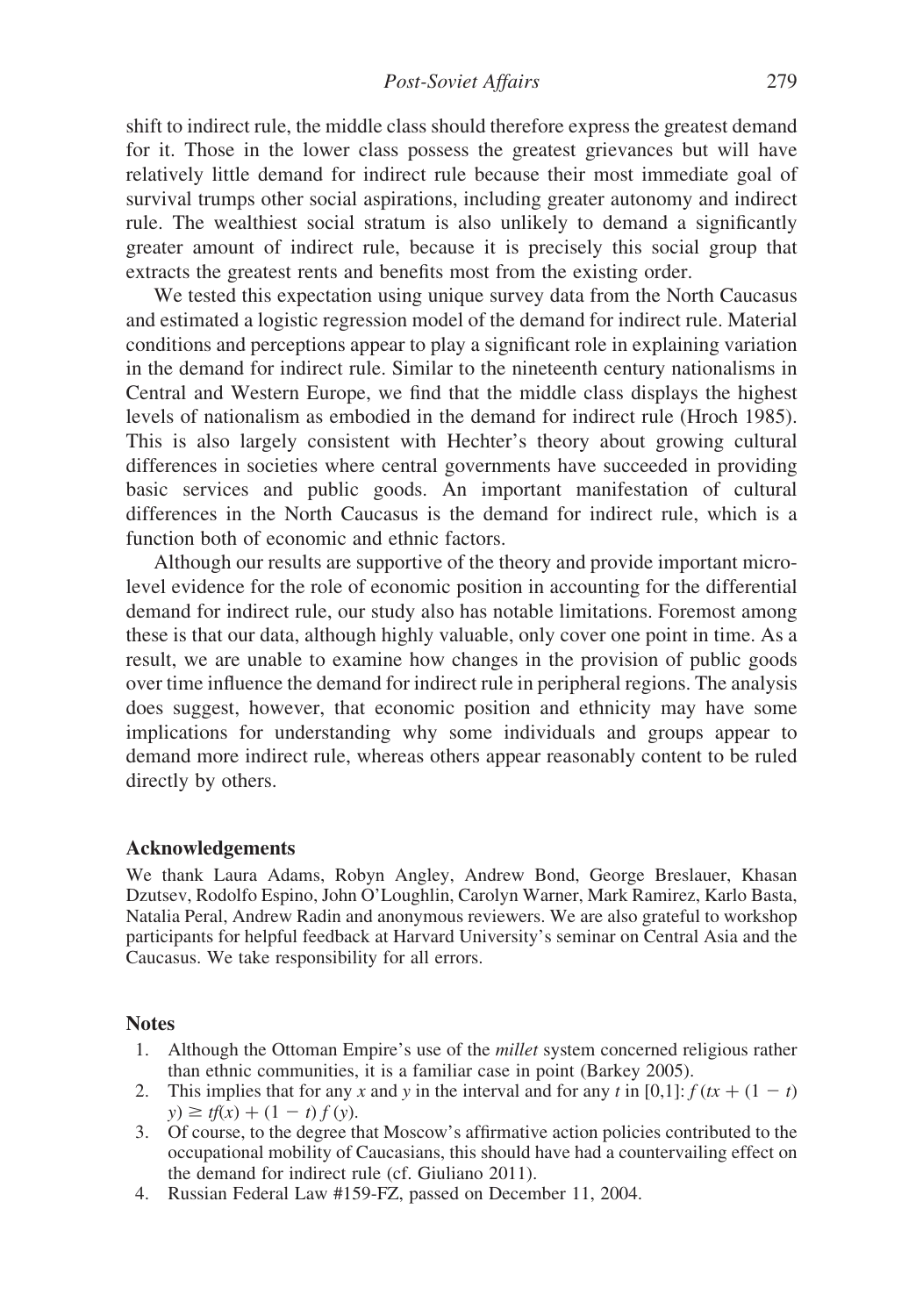shift to indirect rule, the middle class should therefore express the greatest demand for it. Those in the lower class possess the greatest grievances but will have relatively little demand for indirect rule because their most immediate goal of survival trumps other social aspirations, including greater autonomy and indirect rule. The wealthiest social stratum is also unlikely to demand a significantly greater amount of indirect rule, because it is precisely this social group that extracts the greatest rents and benefits most from the existing order.

We tested this expectation using unique survey data from the North Caucasus and estimated a logistic regression model of the demand for indirect rule. Material conditions and perceptions appear to play a significant role in explaining variation in the demand for indirect rule. Similar to the nineteenth century nationalisms in Central and Western Europe, we find that the middle class displays the highest levels of nationalism as embodied in the demand for indirect rule (Hroch 1985). This is also largely consistent with Hechter's theory about growing cultural differences in societies where central governments have succeeded in providing basic services and public goods. An important manifestation of cultural differences in the North Caucasus is the demand for indirect rule, which is a function both of economic and ethnic factors.

Although our results are supportive of the theory and provide important micro-level evidence for the role of economic position in accounting for the differential demand for indirect rule, our study also has notable limitations. Foremost among these is that our data, although highly valuable, only cover one point in time. As a result, we are unable to examine how changes in the provision of public goods over time influence the demand for indirect rule in peripheral regions. The analysis does suggest, however, that economic position and ethnicity may have some implications for understanding why some individuals and groups appear to demand more indirect rule, whereas others appear reasonably content to be ruled directly by others.

## Acknowledgements

We thank Laura Adams, Robyn Angley, Andrew Bond, George Breslauer, Khasan Dzutsev, Rodolfo Espino, John O'Loughlin, Carolyn Warner, Mark Ramirez, Karlo Basta, Natalia Peral, Andrew Radin and anonymous reviewers. We are also grateful to workshop participants for helpful feedback at Harvard University's seminar on Central Asia and the Caucasus. We take responsibility for all errors.

## Notes

1. Although the Ottoman Empire's use of the *millet* system concerned religious rather than ethnic communities, it is a familiar case in point (Barkey 2005).
2. This implies that for any $x$ and $y$ in the interval and for any $t$ in [0,1]: $f(tx + (1 - t)y) \geq tf(x) + (1 - t) f(y)$.
3. Of course, to the degree that Moscow's affirmative action policies contributed to the occupational mobility of Caucasians, this should have had a countervailing effect on the demand for indirect rule (cf. Giuliano 2011).
4. Russian Federal Law #159-FZ, passed on December 11, 2004.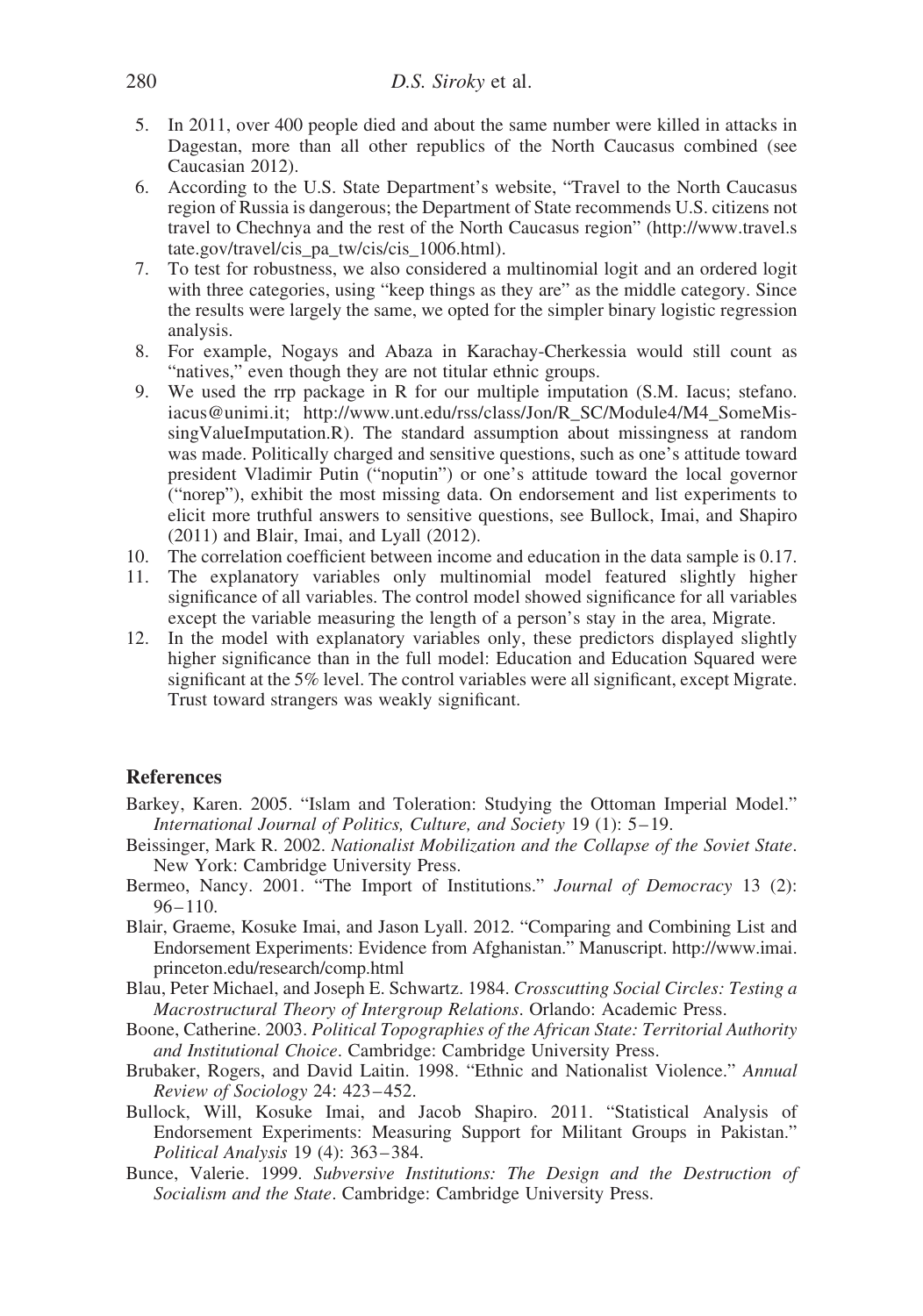5. In 2011, over 400 people died and about the same number were killed in attacks in Dagestan, more than all other republics of the North Caucasus combined (see Caucasian 2012).
6. According to the U.S. State Department's website, "Travel to the North Caucasus region of Russia is dangerous; the Department of State recommends U.S. citizens not travel to Chechnya and the rest of the North Caucasus region" (http://www.travel.state.gov/travel/cis_pa_tw/cis/cis_1006.html).
7. To test for robustness, we also considered a multinomial logit and an ordered logit with three categories, using "keep things as they are" as the middle category. Since the results were largely the same, we opted for the simpler binary logistic regression analysis.
8. For example, Nogays and Abaza in Karachay-Cherkessia would still count as "natives," even though they are not titular ethnic groups.
9. We used the rrp package in R for our multiple imputation (S.M. Iacus; stefano.iacus@unimi.it; http://www.unt.edu/rss/class/Jon/R_SC/Module4/M4_SomeMissingValueImputation.R). The standard assumption about missingness at random was made. Politically charged and sensitive questions, such as one's attitude toward president Vladimir Putin ("noputin") or one's attitude toward the local governor ("norep"), exhibit the most missing data. On endorsement and list experiments to elicit more truthful answers to sensitive questions, see Bullock, Imai, and Shapiro (2011) and Blair, Imai, and Lyall (2012).
10. The correlation coefficient between income and education in the data sample is 0.17.
11. The explanatory variables only multinomial model featured slightly higher significance of all variables. The control model showed significance for all variables except the variable measuring the length of a person's stay in the area, Migrate.
12. In the model with explanatory variables only, these predictors displayed slightly higher significance than in the full model: Education and Education Squared were significant at the 5% level. The control variables were all significant, except Migrate. Trust toward strangers was weakly significant.

## References

Barkey, Karen. 2005. "Islam and Toleration: Studying the Ottoman Imperial Model." *International Journal of Politics, Culture, and Society* 19 (1): 5–19.

Beissinger, Mark R. 2002. *Nationalist Mobilization and the Collapse of the Soviet State*. New York: Cambridge University Press.

Bermeo, Nancy. 2001. "The Import of Institutions." *Journal of Democracy* 13 (2): 96–110.

Blair, Graeme, Kosuke Imai, and Jason Lyall. 2012. "Comparing and Combining List and Endorsement Experiments: Evidence from Afghanistan." Manuscript. http://www.imai.princeton.edu/research/comp.html

Blau, Peter Michael, and Joseph E. Schwartz. 1984. *Crosscutting Social Circles: Testing a Macrostructural Theory of Intergroup Relations*. Orlando: Academic Press.

Boone, Catherine. 2003. *Political Topographies of the African State: Territorial Authority and Institutional Choice*. Cambridge: Cambridge University Press.

Brubaker, Rogers, and David Laitin. 1998. "Ethnic and Nationalist Violence." *Annual Review of Sociology* 24: 423–452.

Bullock, Will, Kosuke Imai, and Jacob Shapiro. 2011. "Statistical Analysis of Endorsement Experiments: Measuring Support for Militant Groups in Pakistan." *Political Analysis* 19 (4): 363–384.

Bunce, Valerie. 1999. *Subversive Institutions: The Design and the Destruction of Socialism and the State*. Cambridge: Cambridge University Press.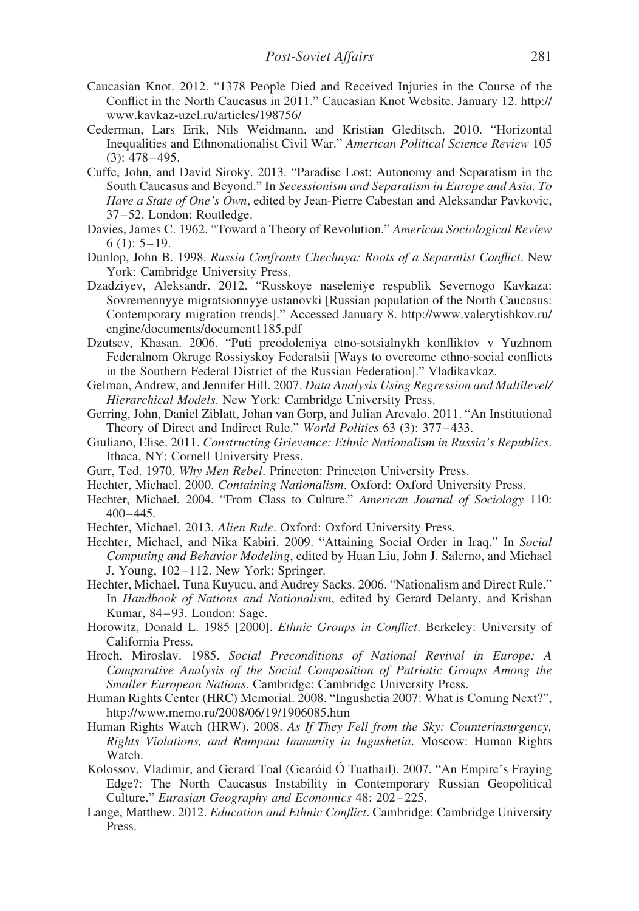Caucasian Knot. 2012. "1378 People Died and Received Injuries in the Course of the Conflict in the North Caucasus in 2011." Caucasian Knot Website. January 12. http://www.kavkaz-uzel.ru/articles/198756/

Cederman, Lars Erik, Nils Weidmann, and Kristian Gleditsch. 2010. "Horizontal Inequalities and Ethnonationalist Civil War." *American Political Science Review* 105 (3): 478–495.

Cuffe, John, and David Siroky. 2013. "Paradise Lost: Autonomy and Separatism in the South Caucasus and Beyond." In *Secessionism and Separatism in Europe and Asia. To Have a State of One's Own*, edited by Jean-Pierre Cabestan and Aleksandar Pavkovic, 37–52. London: Routledge.

Davies, James C. 1962. "Toward a Theory of Revolution." *American Sociological Review* 6 (1): 5–19.

Dunlop, John B. 1998. *Russia Confronts Chechnya: Roots of a Separatist Conflict*. New York: Cambridge University Press.

Dzadziyev, Aleksandr. 2012. "Russkoye naseleniye respublik Severnogo Kavkaza: Sovremennyye migratsionnyye ustanovki [Russian population of the North Caucasus: Contemporary migration trends]." Accessed January 8. http://www.valerytishkov.ru/engine/documents/document1185.pdf

Dzutsev, Khasan. 2006. "Puti preodoleniya etno-sotsialnykh konfliktov v Yuzhnom Federalnom Okruge Rossiyskoy Federatsii [Ways to overcome ethno-social conflicts in the Southern Federal District of the Russian Federation]." Vladikavkaz.

Gelman, Andrew, and Jennifer Hill. 2007. *Data Analysis Using Regression and Multilevel/Hierarchical Models*. New York: Cambridge University Press.

Gerring, John, Daniel Ziblatt, Johan van Gorp, and Julian Arevalo. 2011. "An Institutional Theory of Direct and Indirect Rule." *World Politics* 63 (3): 377–433.

Giuliano, Elise. 2011. *Constructing Grievance: Ethnic Nationalism in Russia's Republics*. Ithaca, NY: Cornell University Press.

Gurr, Ted. 1970. *Why Men Rebel*. Princeton: Princeton University Press.

Hechter, Michael. 2000. *Containing Nationalism*. Oxford: Oxford University Press.

Hechter, Michael. 2004. "From Class to Culture." *American Journal of Sociology* 110: 400–445.

Hechter, Michael. 2013. *Alien Rule*. Oxford: Oxford University Press.

Hechter, Michael, and Nika Kabiri. 2009. "Attaining Social Order in Iraq." In *Social Computing and Behavior Modeling*, edited by Huan Liu, John J. Salerno, and Michael J. Young, 102–112. New York: Springer.

Hechter, Michael, Tuna Kuyucu, and Audrey Sacks. 2006. "Nationalism and Direct Rule." In *Handbook of Nations and Nationalism*, edited by Gerard Delanty, and Krishan Kumar, 84–93. London: Sage.

Horowitz, Donald L. 1985 [2000]. *Ethnic Groups in Conflict*. Berkeley: University of California Press.

Hroch, Miroslav. 1985. *Social Preconditions of National Revival in Europe: A Comparative Analysis of the Social Composition of Patriotic Groups Among the Smaller European Nations*. Cambridge: Cambridge University Press.

Human Rights Center (HRC) Memorial. 2008. "Ingushetia 2007: What is Coming Next?", http://www.memo.ru/2008/06/19/1906085.htm

Human Rights Watch (HRW). 2008. *As If They Fell from the Sky: Counterinsurgency, Rights Violations, and Rampant Immunity in Ingushetia*. Moscow: Human Rights Watch.

Kolossov, Vladimir, and Gerard Toal (Gearóid Ó Tuathail). 2007. "An Empire's Fraying Edge?: The North Caucasus Instability in Contemporary Russian Geopolitical Culture." *Eurasian Geography and Economics* 48: 202–225.

Lange, Matthew. 2012. *Education and Ethnic Conflict*. Cambridge: Cambridge University Press.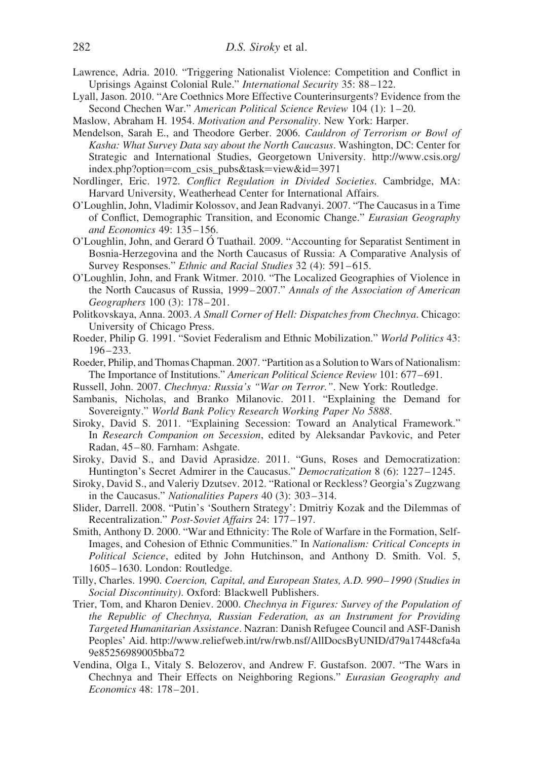Lawrence, Adria. 2010. "Triggering Nationalist Violence: Competition and Conflict in Uprisings Against Colonial Rule." *International Security* 35: 88–122.

Lyall, Jason. 2010. "Are Coethnics More Effective Counterinsurgents? Evidence from the Second Chechen War." *American Political Science Review* 104 (1): 1–20.

Maslow, Abraham H. 1954. *Motivation and Personality*. New York: Harper.

Mendelson, Sarah E., and Theodore Gerber. 2006. *Cauldron of Terrorism or Bowl of Kasha: What Survey Data say about the North Caucasus*. Washington, DC: Center for Strategic and International Studies, Georgetown University. http://www.csis.org/index.php?option=com_csis_pubs&task=view&id=3971

Nordlinger, Eric. 1972. *Conflict Regulation in Divided Societies*. Cambridge, MA: Harvard University, Weatherhead Center for International Affairs.

O'Loughlin, John, Vladimir Kolossov, and Jean Radvanyi. 2007. "The Caucasus in a Time of Conflict, Demographic Transition, and Economic Change." *Eurasian Geography and Economics* 49: 135–156.

O'Loughlin, John, and Gerard Ó Tuathail. 2009. "Accounting for Separatist Sentiment in Bosnia-Herzegovina and the North Caucasus of Russia: A Comparative Analysis of Survey Responses." *Ethnic and Racial Studies* 32 (4): 591–615.

O'Loughlin, John, and Frank Witmer. 2010. "The Localized Geographies of Violence in the North Caucasus of Russia, 1999–2007." *Annals of the Association of American Geographers* 100 (3): 178–201.

Politkovskaya, Anna. 2003. *A Small Corner of Hell: Dispatches from Chechnya*. Chicago: University of Chicago Press.

Roeder, Philip G. 1991. "Soviet Federalism and Ethnic Mobilization." *World Politics* 43: 196–233.

Roeder, Philip, and Thomas Chapman. 2007. "Partition as a Solution to Wars of Nationalism: The Importance of Institutions." *American Political Science Review* 101: 677–691.

Russell, John. 2007. *Chechnya: Russia's "War on Terror."*. New York: Routledge.

Sambanis, Nicholas, and Branko Milanovic. 2011. "Explaining the Demand for Sovereignty." *World Bank Policy Research Working Paper No 5888*.

Siroky, David S. 2011. "Explaining Secession: Toward an Analytical Framework." In *Research Companion on Secession*, edited by Aleksandar Pavkovic, and Peter Radan, 45–80. Farnham: Ashgate.

Siroky, David S., and David Aprasidze. 2011. "Guns, Roses and Democratization: Huntington's Secret Admirer in the Caucasus." *Democratization* 8 (6): 1227–1245.

Siroky, David S., and Valeriy Dzutsev. 2012. "Rational or Reckless? Georgia's Zugzwang in the Caucasus." *Nationalities Papers* 40 (3): 303–314.

Slider, Darrell. 2008. "Putin's 'Southern Strategy': Dmitriy Kozak and the Dilemmas of Recentralization." *Post-Soviet Affairs* 24: 177–197.

Smith, Anthony D. 2000. "War and Ethnicity: The Role of Warfare in the Formation, Self-Images, and Cohesion of Ethnic Communities." In *Nationalism: Critical Concepts in Political Science*, edited by John Hutchinson, and Anthony D. Smith. Vol. 5, 1605–1630. London: Routledge.

Tilly, Charles. 1990. *Coercion, Capital, and European States, A.D. 990–1990 (Studies in Social Discontinuity)*. Oxford: Blackwell Publishers.

Trier, Tom, and Kharon Deniev. 2000. *Chechnya in Figures: Survey of the Population of the Republic of Chechnya, Russian Federation, as an Instrument for Providing Targeted Humanitarian Assistance*. Nazran: Danish Refugee Council and ASF-Danish Peoples' Aid. http://www.reliefweb.int/rw/rwb.nsf/AllDocsByUNID/d79a17448cfa4a9e85256989005bba72

Vendina, Olga I., Vitaly S. Belozerov, and Andrew F. Gustafson. 2007. "The Wars in Chechnya and Their Effects on Neighboring Regions." *Eurasian Geography and Economics* 48: 178–201.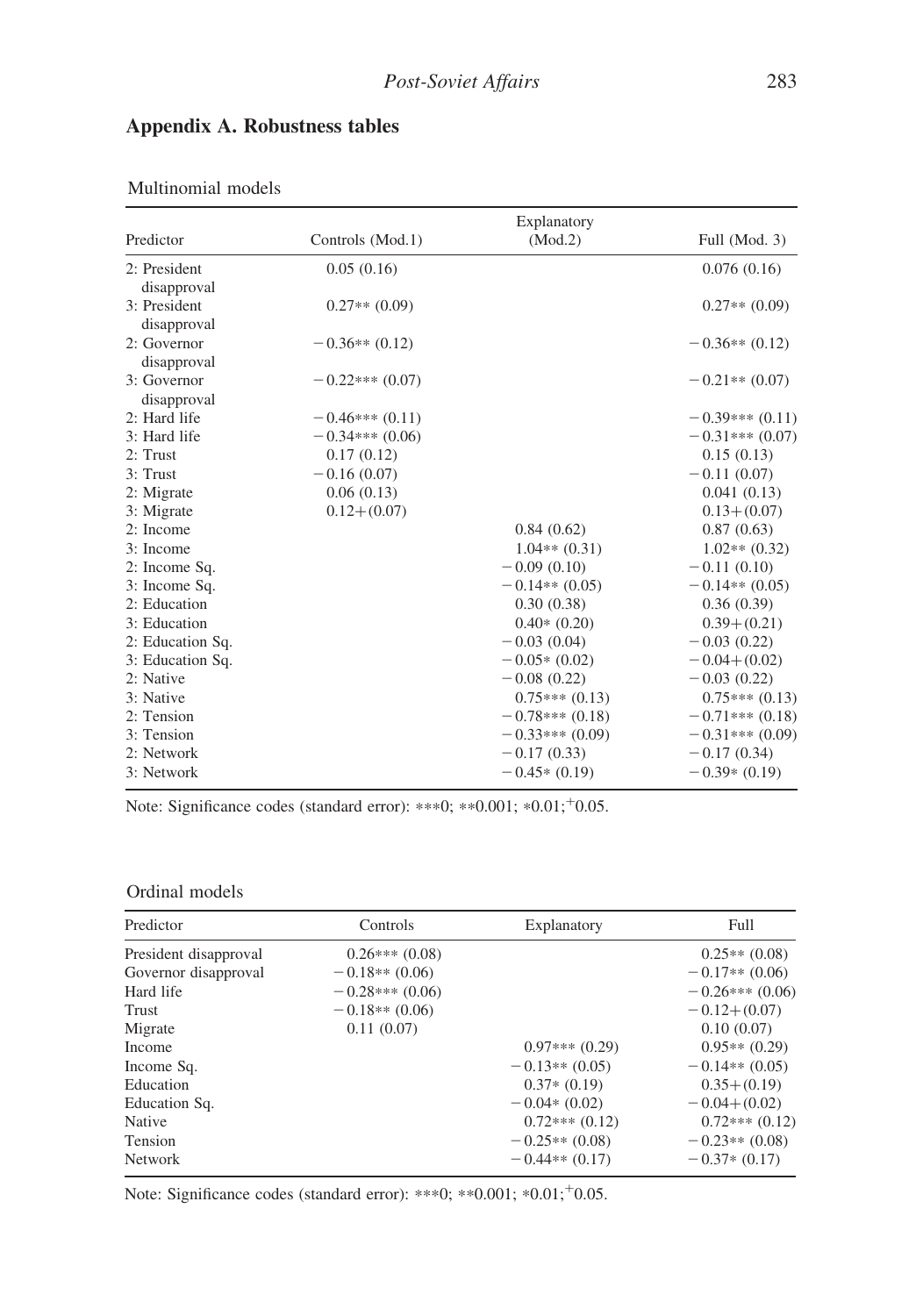## Appendix A. Robustness tables

Multinomial models

| Predictor | Controls (Mod.1) | Explanatory (Mod.2) | Full (Mod. 3) |
|---|---|---|---|
| 2: President disapproval | 0.05 (0.16) | | 0.076 (0.16) |
| 3: President disapproval | 0.27** (0.09) | | 0.27** (0.09) |
| 2: Governor disapproval | −0.36** (0.12) | | −0.36** (0.12) |
| 3: Governor disapproval | −0.22*** (0.07) | | −0.21** (0.07) |
| 2: Hard life | −0.46*** (0.11) | | −0.39*** (0.11) |
| 3: Hard life | −0.34*** (0.06) | | −0.31*** (0.07) |
| 2: Trust | 0.17 (0.12) | | 0.15 (0.13) |
| 3: Trust | −0.16 (0.07) | | −0.11 (0.07) |
| 2: Migrate | 0.06 (0.13) | | 0.041 (0.13) |
| 3: Migrate | 0.12+(0.07) | | 0.13+(0.07) |
| 2: Income | | 0.84 (0.62) | 0.87 (0.63) |
| 3: Income | | 1.04** (0.31) | 1.02** (0.32) |
| 2: Income Sq. | | −0.09 (0.10) | −0.11 (0.10) |
| 3: Income Sq. | | −0.14** (0.05) | −0.14** (0.05) |
| 2: Education | | 0.30 (0.38) | 0.36 (0.39) |
| 3: Education | | 0.40* (0.20) | 0.39+(0.21) |
| 2: Education Sq. | | −0.03 (0.04) | −0.03 (0.22) |
| 3: Education Sq. | | −0.05* (0.02) | −0.04+(0.02) |
| 2: Native | | −0.08 (0.22) | −0.03 (0.22) |
| 3: Native | | 0.75*** (0.13) | 0.75*** (0.13) |
| 2: Tension | | −0.78*** (0.18) | −0.71*** (0.18) |
| 3: Tension | | −0.33*** (0.09) | −0.31*** (0.09) |
| 2: Network | | −0.17 (0.33) | −0.17 (0.34) |
| 3: Network | | −0.45* (0.19) | −0.39* (0.19) |

Note: Significance codes (standard error): ***0; **0.001; *0.01; +0.05.

Ordinal models

| Predictor | Controls | Explanatory | Full |
|---|---|---|---|
| President disapproval | 0.26*** (0.08) | | 0.25** (0.08) |
| Governor disapproval | −0.18** (0.06) | | −0.17** (0.06) |
| Hard life | −0.28*** (0.06) | | −0.26*** (0.06) |
| Trust | −0.18** (0.06) | | −0.12+(0.07) |
| Migrate | 0.11 (0.07) | | 0.10 (0.07) |
| Income | | 0.97*** (0.29) | 0.95** (0.29) |
| Income Sq. | | −0.13** (0.05) | −0.14** (0.05) |
| Education | | 0.37* (0.19) | 0.35+(0.19) |
| Education Sq. | | −0.04* (0.02) | −0.04+(0.02) |
| Native | | 0.72*** (0.12) | 0.72*** (0.12) |
| Tension | | −0.25** (0.08) | −0.23** (0.08) |
| Network | | −0.44** (0.17) | −0.37* (0.17) |

Note: Significance codes (standard error): ***0; **0.001; *0.01; +0.05.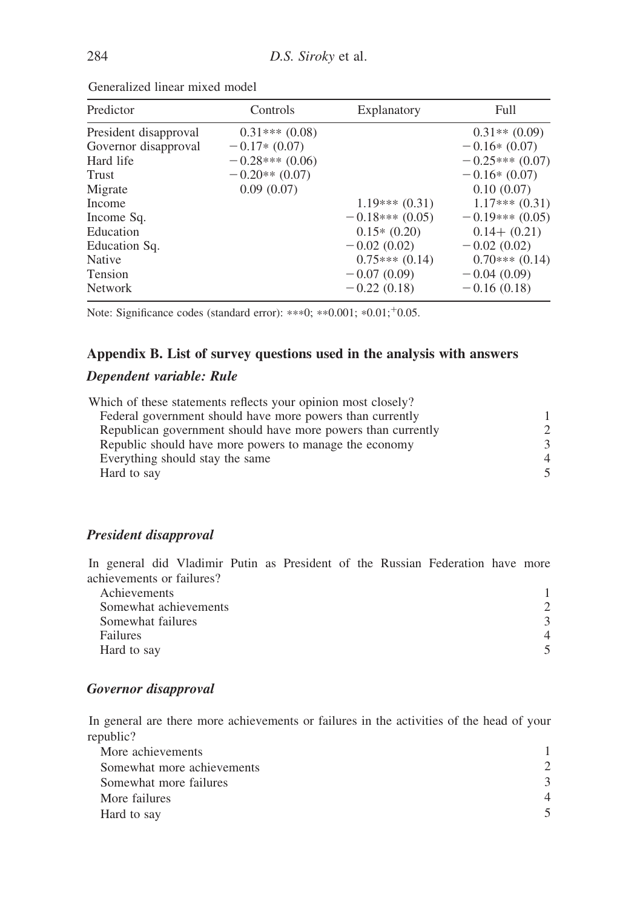Generalized linear mixed model

| Predictor | Controls | Explanatory | Full |
|---|---|---|---|
| President disapproval | 0.31*** (0.08) | | 0.31** (0.09) |
| Governor disapproval | −0.17* (0.07) | | −0.16* (0.07) |
| Hard life | −0.28*** (0.06) | | −0.25*** (0.07) |
| Trust | −0.20** (0.07) | | −0.16* (0.07) |
| Migrate | 0.09 (0.07) | | 0.10 (0.07) |
| Income | | 1.19*** (0.31) | 1.17*** (0.31) |
| Income Sq. | | −0.18*** (0.05) | −0.19*** (0.05) |
| Education | | 0.15* (0.20) | 0.14+ (0.21) |
| Education Sq. | | −0.02 (0.02) | −0.02 (0.02) |
| Native | | 0.75*** (0.14) | 0.70*** (0.14) |
| Tension | | −0.07 (0.09) | −0.04 (0.09) |
| Network | | −0.22 (0.18) | −0.16 (0.18) |

Note: Significance codes (standard error): ***0; **0.001; *0.01; +0.05.

## Appendix B. List of survey questions used in the analysis with answers

### *Dependent variable: Rule*

Which of these statements reflects your opinion most closely?

| | |
|---|---|
| Federal government should have more powers than currently | 1 |
| Republican government should have more powers than currently | 2 |
| Republic should have more powers to manage the economy | 3 |
| Everything should stay the same | 4 |
| Hard to say | 5 |

### *President disapproval*

In general did Vladimir Putin as President of the Russian Federation have more achievements or failures?

| | |
|---|---|
| Achievements | 1 |
| Somewhat achievements | 2 |
| Somewhat failures | 3 |
| Failures | 4 |
| Hard to say | 5 |

### *Governor disapproval*

In general are there more achievements or failures in the activities of the head of your republic?

| | |
|---|---|
| More achievements | 1 |
| Somewhat more achievements | 2 |
| Somewhat more failures | 3 |
| More failures | 4 |
| Hard to say | 5 |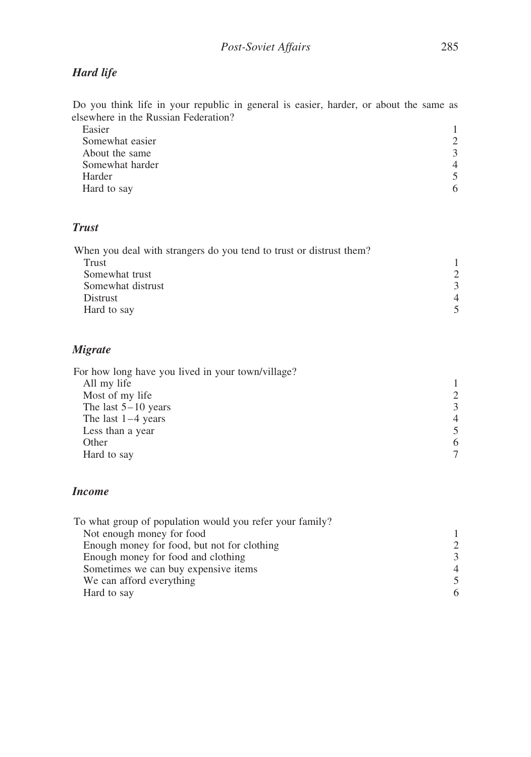### *Hard life*

Do you think life in your republic in general is easier, harder, or about the same as elsewhere in the Russian Federation?

| | |
|---|---|
| Easier | 1 |
| Somewhat easier | 2 |
| About the same | 3 |
| Somewhat harder | 4 |
| Harder | 5 |
| Hard to say | 6 |

### *Trust*

When you deal with strangers do you tend to trust or distrust them?

| | |
|---|---|
| Trust | 1 |
| Somewhat trust | 2 |
| Somewhat distrust | 3 |
| Distrust | 4 |
| Hard to say | 5 |

### *Migrate*

For how long have you lived in your town/village?

| | |
|---|---|
| All my life | 1 |
| Most of my life | 2 |
| The last 5–10 years | 3 |
| The last 1–4 years | 4 |
| Less than a year | 5 |
| Other | 6 |
| Hard to say | 7 |

### *Income*

To what group of population would you refer your family?

| | |
|---|---|
| Not enough money for food | 1 |
| Enough money for food, but not for clothing | 2 |
| Enough money for food and clothing | 3 |
| Sometimes we can buy expensive items | 4 |
| We can afford everything | 5 |
| Hard to say | 6 |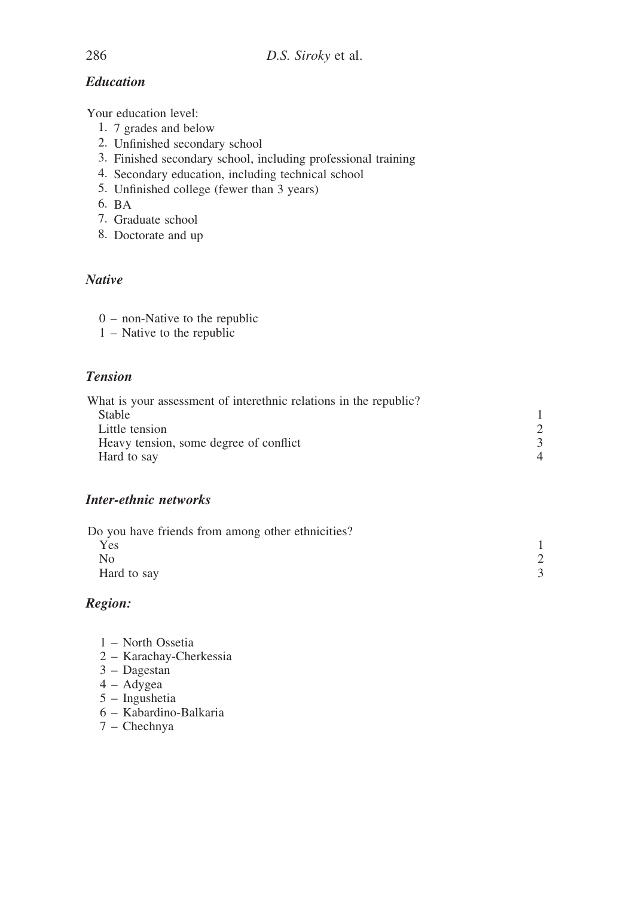### *Education*

Your education level:

1. 7 grades and below
2. Unfinished secondary school
3. Finished secondary school, including professional training
4. Secondary education, including technical school
5. Unfinished college (fewer than 3 years)
6. BA
7. Graduate school
8. Doctorate and up

### *Native*

0 – non-Native to the republic
1 – Native to the republic

### *Tension*

| What is your assessment of interethnic relations in the republic? | |
|---|---|
| Stable | 1 |
| Little tension | 2 |
| Heavy tension, some degree of conflict | 3 |
| Hard to say | 4 |

### *Inter-ethnic networks*

| Do you have friends from among other ethnicities? | |
|---|---|
| Yes | 1 |
| No | 2 |
| Hard to say | 3 |

### *Region:*

1 – North Ossetia
2 – Karachay-Cherkessia
3 – Dagestan
4 – Adygea
5 – Ingushetia
6 – Kabardino-Balkaria
7 – Chechnya